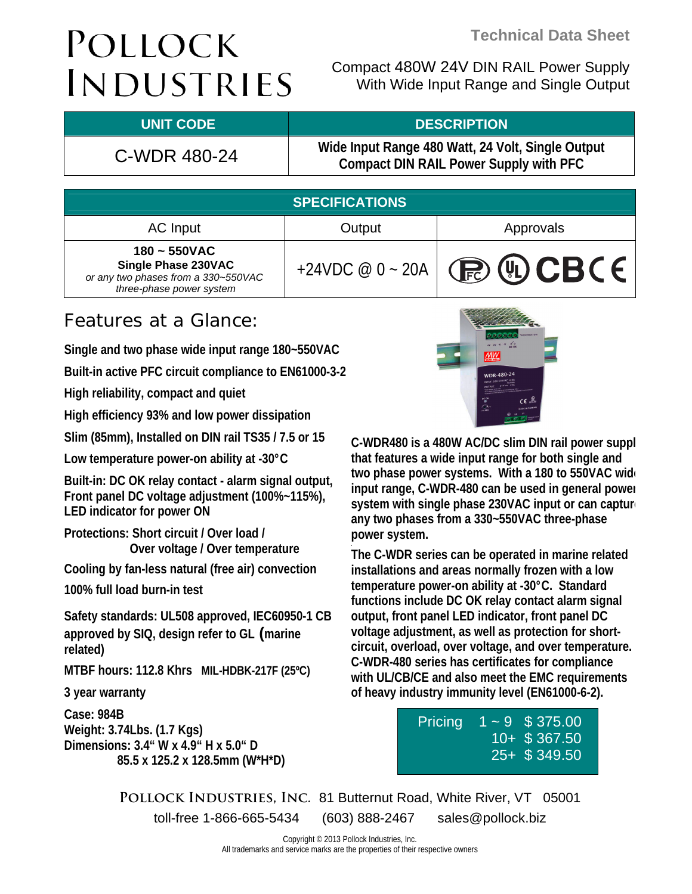# POLLOCK INDUSTRIES

**Technical Data Sheet**

Compact 480W 24V DIN RAIL Power Supply
With Wide Input Range and Single Output

| UNIT CODE | DESCRIPTION |
|---|---|
| C-WDR 480-24 | **Wide Input Range 480 Watt, 24 Volt, Single Output Compact DIN RAIL Power Supply with PFC** |

| SPECIFICATIONS | | |
|---|---|---|
| AC Input | Output | Approvals |
| **180 ~ 550VAC** **Single Phase 230VAC** *or any two phases from a 330~550VAC three-phase power system* | +24VDC @ 0 ~ 20A | FC UL CB CE |

## Features at a Glance:

**Single and two phase wide input range 180~550VAC**

**Built-in active PFC circuit compliance to EN61000-3-2**

**High reliability, compact and quiet**

**High efficiency 93% and low power dissipation**

**Slim (85mm), Installed on DIN rail TS35 / 7.5 or 15**

**Low temperature power-on ability at -30°C**

**Built-in: DC OK relay contact - alarm signal output, Front panel DC voltage adjustment (100%~115%), LED indicator for power ON**

**Protections: Short circuit / Over load / Over voltage / Over temperature**

**Cooling by fan-less natural (free air) convection**

**100% full load burn-in test**

**Safety standards: UL508 approved, IEC60950-1 CB approved by SIQ, design refer to GL (marine related)**

**MTBF hours: 112.8 Khrs MIL-HDBK-217F (25ºC)**

**3 year warranty**

**Case: 984B**
**Weight: 3.74Lbs. (1.7 Kgs)**
**Dimensions: 3.4" W x 4.9" H x 5.0" D**
**85.5 x 125.2 x 128.5mm (W\*H\*D)**

**C-WDR480 is a 480W AC/DC slim DIN rail power suppl that features a wide input range for both single and two phase power systems. With a 180 to 550VAC wid input range, C-WDR-480 can be used in general powe system with single phase 230VAC input or can captur any two phases from a 330~550VAC three-phase power system.**

**The C-WDR series can be operated in marine related installations and areas normally frozen with a low temperature power-on ability at -30°C. Standard functions include DC OK relay contact alarm signal output, front panel LED indicator, front panel DC voltage adjustment, as well as protection for short-circuit, overload, over voltage, and over temperature. C-WDR-480 series has certificates for compliance with UL/CB/CE and also meet the EMC requirements of heavy industry immunity level (EN61000-6-2).**

| Pricing | | |
|---|---|---|
| | 1 ~ 9 | $ 375.00 |
| | 10+ | $ 367.50 |
| | 25+ | $ 349.50 |

POLLOCK INDUSTRIES, INC. 81 Butternut Road, White River, VT 05001
toll-free 1-866-665-5434 (603) 888-2467 sales@pollock.biz

Copyright © 2013 Pollock Industries, Inc.
All trademarks and service marks are the properties of their respective owners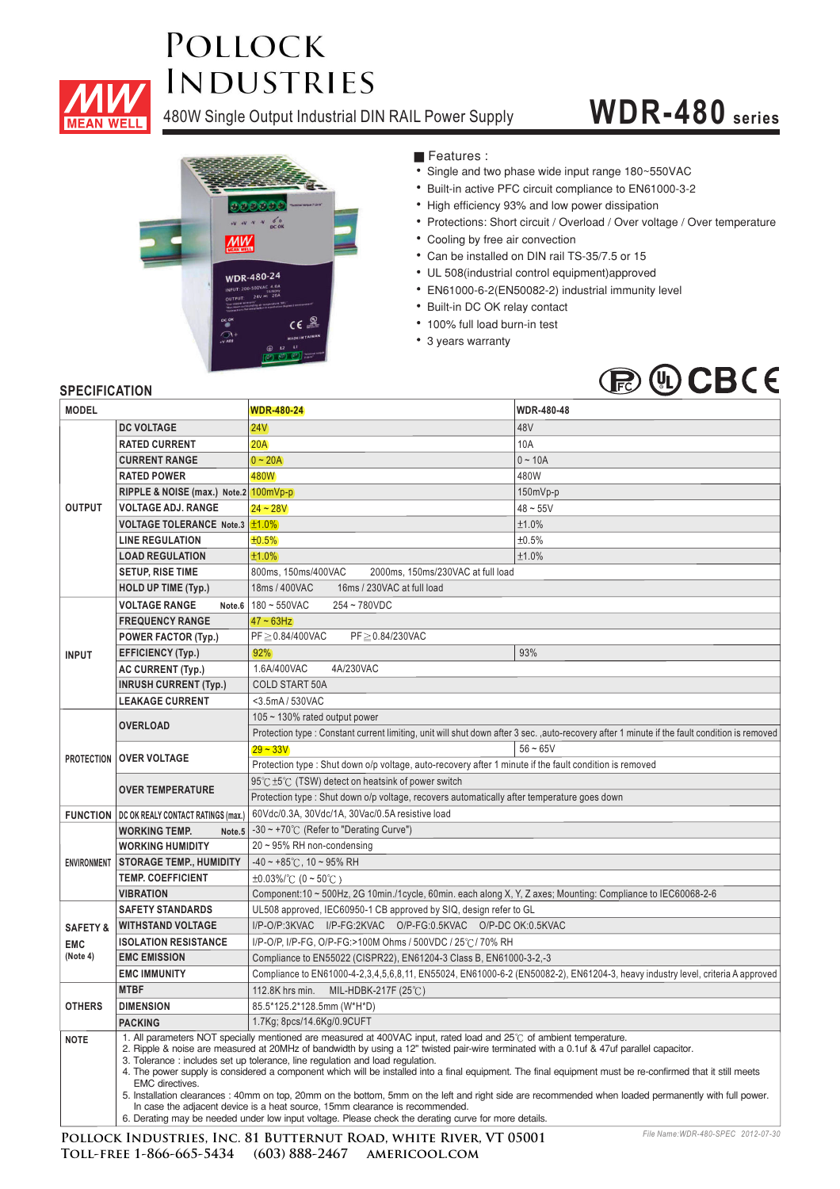# Pollock Industries

## 480W Single Output Industrial DIN RAIL Power Supply

# WDR-480 series

■ Features :

- Single and two phase wide input range 180~550VAC
- Built-in active PFC circuit compliance to EN61000-3-2
- High efficiency 93% and low power dissipation
- Protections: Short circuit / Overload / Over voltage / Over temperature
- Cooling by free air convection
- Can be installed on DIN rail TS-35/7.5 or 15
- UL 508(industrial control equipment)approved
- EN61000-6-2(EN50082-2) industrial immunity level
- Built-in DC OK relay contact
- 100% full load burn-in test
- 3 years warranty

## SPECIFICATION

| MODEL | | WDR-480-24 | WDR-480-48 |
|---|---|---|---|
| OUTPUT | DC VOLTAGE | 24V | 48V |
| | RATED CURRENT | 20A | 10A |
| | CURRENT RANGE | 0 ~ 20A | 0 ~ 10A |
| | RATED POWER | 480W | 480W |
| | RIPPLE & NOISE (max.) Note.2 | 100mVp-p | 150mVp-p |
| | VOLTAGE ADJ. RANGE | 24 ~ 28V | 48 ~ 55V |
| | VOLTAGE TOLERANCE Note.3 | ±1.0% | ±1.0% |
| | LINE REGULATION | ±0.5% | ±0.5% |
| | LOAD REGULATION | ±1.0% | ±1.0% |
| | SETUP, RISE TIME | 800ms, 150ms/400VAC 2000ms, 150ms/230VAC at full load | |
| | HOLD UP TIME (Typ.) | 18ms / 400VAC 16ms / 230VAC at full load | |
| INPUT | VOLTAGE RANGE Note.6 | 180 ~ 550VAC 254 ~ 780VDC | |
| | FREQUENCY RANGE | 47 ~ 63Hz | |
| | POWER FACTOR (Typ.) | PF≥0.84/400VAC PF≥0.84/230VAC | |
| | EFFICIENCY (Typ.) | 92% | 93% |
| | AC CURRENT (Typ.) | 1.6A/400VAC 4A/230VAC | |
| | INRUSH CURRENT (Typ.) | COLD START 50A | |
| | LEAKAGE CURRENT | <3.5mA / 530VAC | |
| PROTECTION | OVERLOAD | 105 ~ 130% rated output power | |
| | | Protection type : Constant current limiting, unit will shut down after 3 sec. ,auto-recovery after 1 minute if the fault condition is removed | |
| | OVER VOLTAGE | 29 ~ 33V | 56 ~ 65V |
| | | Protection type : Shut down o/p voltage, auto-recovery after 1 minute if the fault condition is removed | |
| | OVER TEMPERATURE | 95℃ ±5℃ (TSW) detect on heatsink of power switch | |
| | | Protection type : Shut down o/p voltage, recovers automatically after temperature goes down | |
| FUNCTION | DC OK REALY CONTACT RATINGS (max.) | 60Vdc/0.3A, 30Vdc/1A, 30Vac/0.5A resistive load | |
| ENVIRONMENT | WORKING TEMP. Note.5 | -30 ~ +70℃ (Refer to "Derating Curve") | |
| | WORKING HUMIDITY | 20 ~ 95% RH non-condensing | |
| | STORAGE TEMP., HUMIDITY | -40 ~ +85℃, 10 ~ 95% RH | |
| | TEMP. COEFFICIENT | ±0.03%/℃ (0 ~ 50℃) | |
| | VIBRATION | Component:10 ~ 500Hz, 2G 10min./1cycle, 60min. each along X, Y, Z axes; Mounting: Compliance to IEC60068-2-6 | |
| SAFETY & EMC (Note 4) | SAFETY STANDARDS | UL508 approved, IEC60950-1 CB approved by SIQ, design refer to GL | |
| | WITHSTAND VOLTAGE | I/P-O/P:3KVAC I/P-FG:2KVAC O/P-FG:0.5KVAC O/P-DC OK:0.5KVAC | |
| | ISOLATION RESISTANCE | I/P-O/P, I/P-FG, O/P-FG:>100M Ohms / 500VDC / 25℃/ 70% RH | |
| | EMC EMISSION | Compliance to EN55022 (CISPR22), EN61204-3 Class B, EN61000-3-2,-3 | |
| | EMC IMMUNITY | Compliance to EN61000-4-2,3,4,5,6,8,11, EN55024, EN61000-6-2 (EN50082-2), EN61204-3, heavy industry level, criteria A approved | |
| OTHERS | MTBF | 112.8K hrs min. MIL-HDBK-217F (25℃) | |
| | DIMENSION | 85.5*125.2*128.5mm (W*H*D) | |
| | PACKING | 1.7Kg; 8pcs/14.6Kg/0.9CUFT | |

**NOTE**

1. All parameters NOT specially mentioned are measured at 400VAC input, rated load and 25℃ of ambient temperature.
2. Ripple & noise are measured at 20MHz of bandwidth by using a 12" twisted pair-wire terminated with a 0.1uf & 47uf parallel capacitor.
3. Tolerance : includes set up tolerance, line regulation and load regulation.
4. The power supply is considered a component which will be installed into a final equipment. The final equipment must be re-confirmed that it still meets EMC directives.
5. Installation clearances : 40mm on top, 20mm on the bottom, 5mm on the left and right side are recommended when loaded permanently with full power. In case the adjacent device is a heat source, 15mm clearance is recommended.
6. Derating may be needed under low input voltage. Please check the derating curve for more details.

Pollock Industries, Inc. 81 Butternut Road, White River, VT 05001
Toll-free 1-866-665-5434 (603) 888-2467 americool.com

*File Name:WDR-480-SPEC 2012-07-30*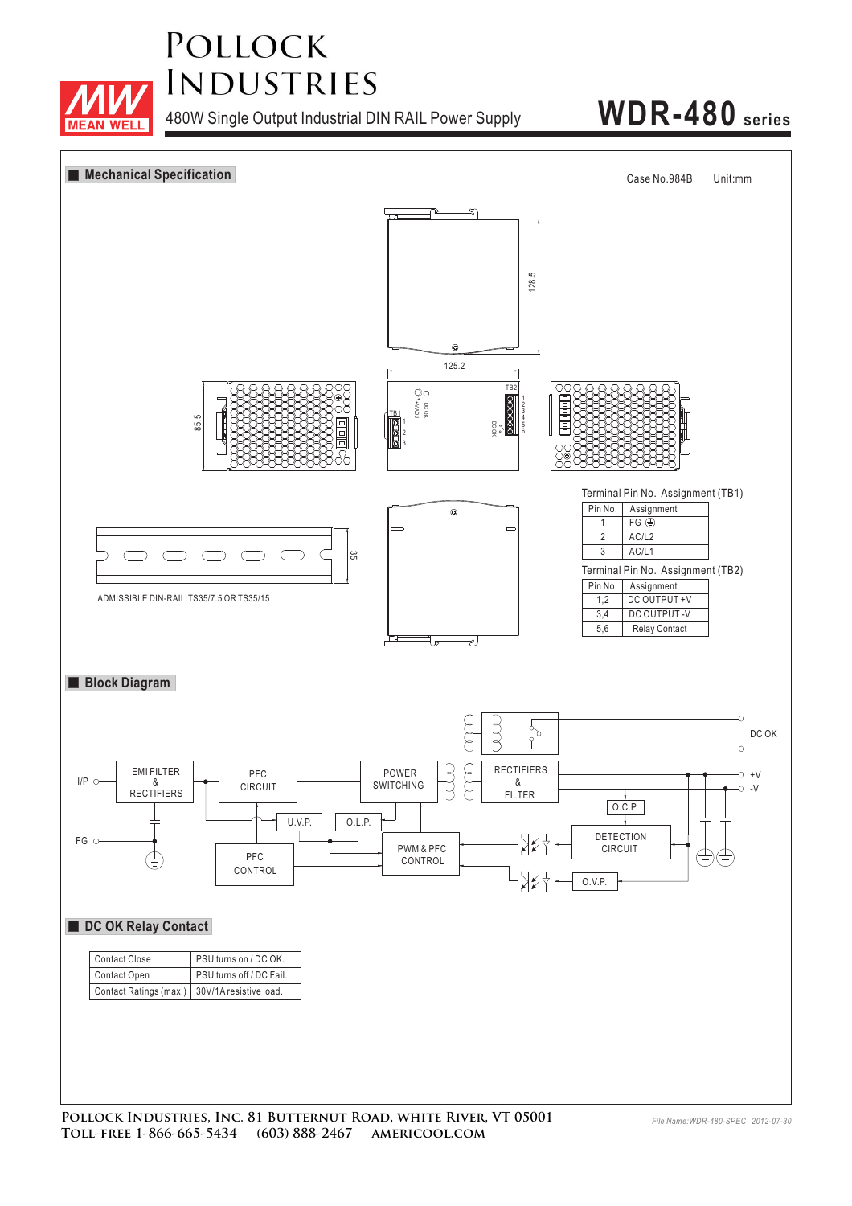Pollock Industries

480W Single Output Industrial DIN RAIL Power Supply

# WDR-480 series

## Mechanical Specification

Case No.984B    Unit:mm

ADMISSIBLE DIN-RAIL:TS35/7.5 OR TS35/15

Terminal Pin No. Assignment (TB1)

| Pin No. | Assignment |
|---|---|
| 1 | FG ⏚ |
| 2 | AC/L2 |
| 3 | AC/L1 |

Terminal Pin No. Assignment (TB2)

| Pin No. | Assignment |
|---|---|
| 1,2 | DC OUTPUT +V |
| 3,4 | DC OUTPUT -V |
| 5,6 | Relay Contact |

## Block Diagram

## DC OK Relay Contact

| Contact Close | PSU turns on / DC OK. |
|---|---|
| Contact Open | PSU turns off / DC Fail. |
| Contact Ratings (max.) | 30V/1A resistive load. |

**Pollock Industries, Inc. 81 Butternut Road, white River, VT 05001**
**Toll-free 1-866-665-5434 (603) 888-2467 americool.com**

File Name:WDR-480-SPEC 2012-07-30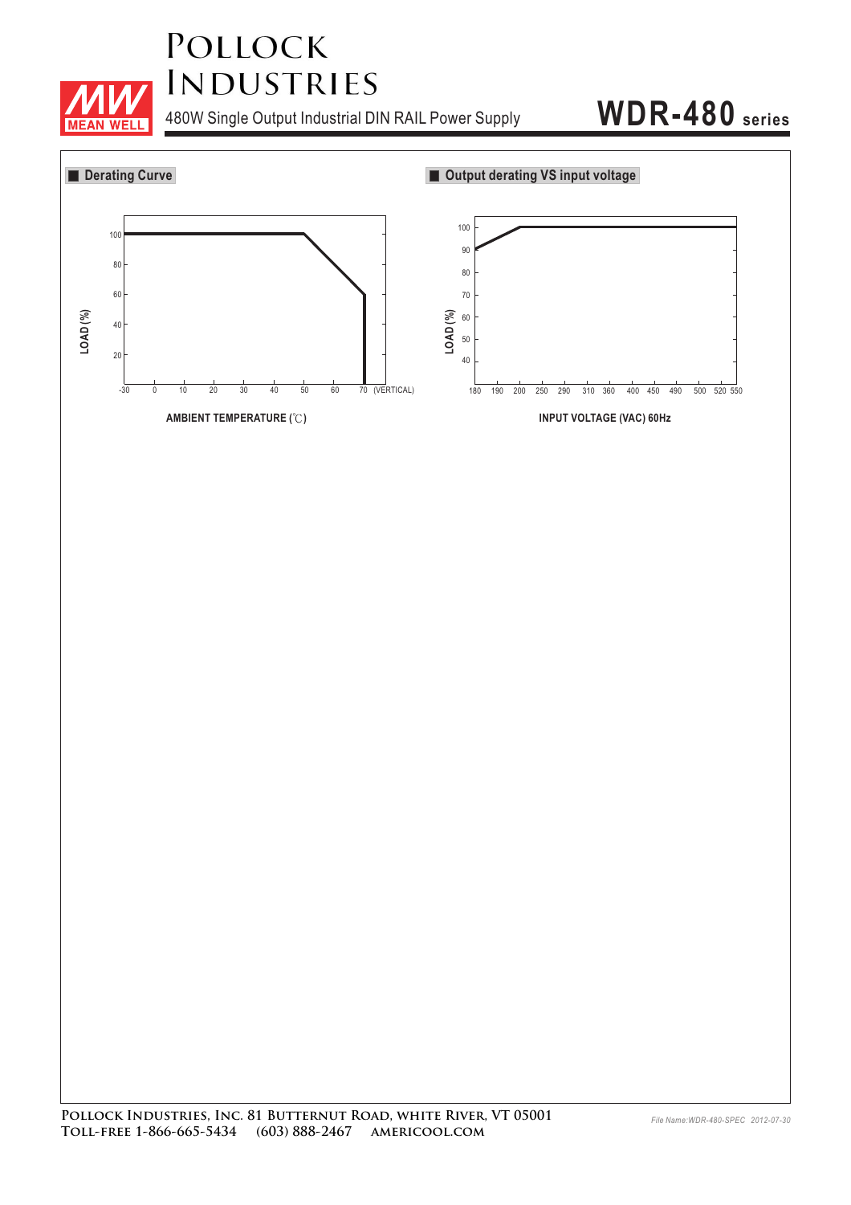# Pollock Industries

480W Single Output Industrial DIN RAIL Power Supply

**WDR-480 series**

## Derating Curve

LOAD (%)

100
80
60
40
20

-30 0 10 20 30 40 50 60 70 (VERTICAL)

AMBIENT TEMPERATURE (℃)

## Output derating VS input voltage

LOAD (%)

100
90
80
70
60
50
40

180 190 200 250 290 310 360 400 450 490 500 520 550

INPUT VOLTAGE (VAC) 60Hz

Pollock Industries, Inc. 81 Butternut Road, white River, VT 05001
Toll-free 1-866-665-5434 (603) 888-2467 americool.com

File Name:WDR-480-SPEC 2012-07-30